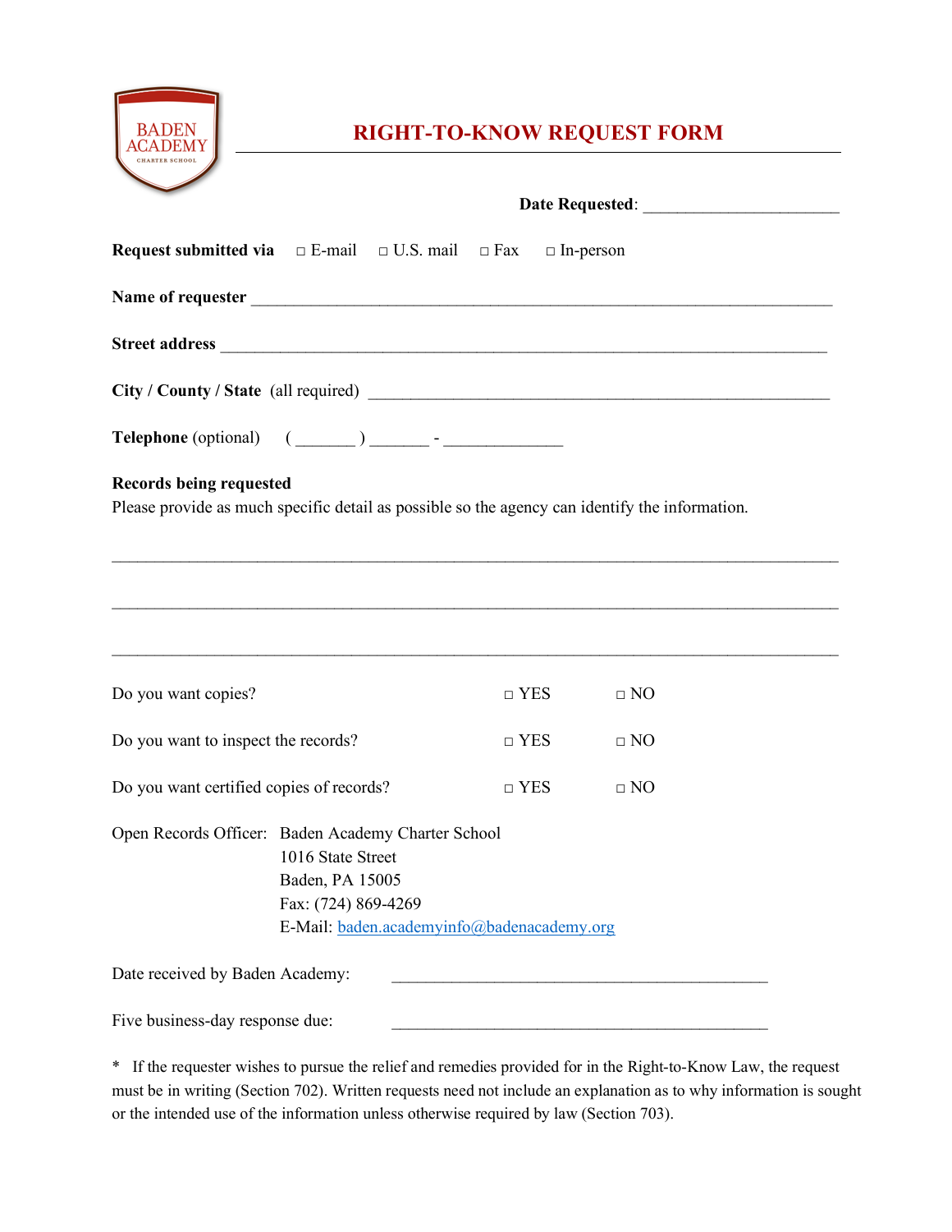BADEN ACADEMY
CHARTER SCHOOL

# RIGHT-TO-KNOW REQUEST FORM

**Date Requested**: ______________________

**Request submitted via** □ E-mail □ U.S. mail □ Fax □ In-person

**Name of requester** ____________________________________________________________________

**Street address** ______________________________________________________________________

**City / County / State** (all required) ___________________________________________________

**Telephone** (optional) ( _______ ) _______ - ______________

**Records being requested**
Please provide as much specific detail as possible so the agency can identify the information.

______________________________________________________________________________________

______________________________________________________________________________________

______________________________________________________________________________________

| | | |
|---|---|---|
| Do you want copies? | □ YES | □ NO |
| Do you want to inspect the records? | □ YES | □ NO |
| Do you want certified copies of records? | □ YES | □ NO |

Open Records Officer: Baden Academy Charter School
1016 State Street
Baden, PA 15005
Fax: (724) 869-4269
E-Mail: baden.academyinfo@badenacademy.org

Date received by Baden Academy: ___________________________________________

Five business-day response due: ___________________________________________

* If the requester wishes to pursue the relief and remedies provided for in the Right-to-Know Law, the request must be in writing (Section 702). Written requests need not include an explanation as to why information is sought or the intended use of the information unless otherwise required by law (Section 703).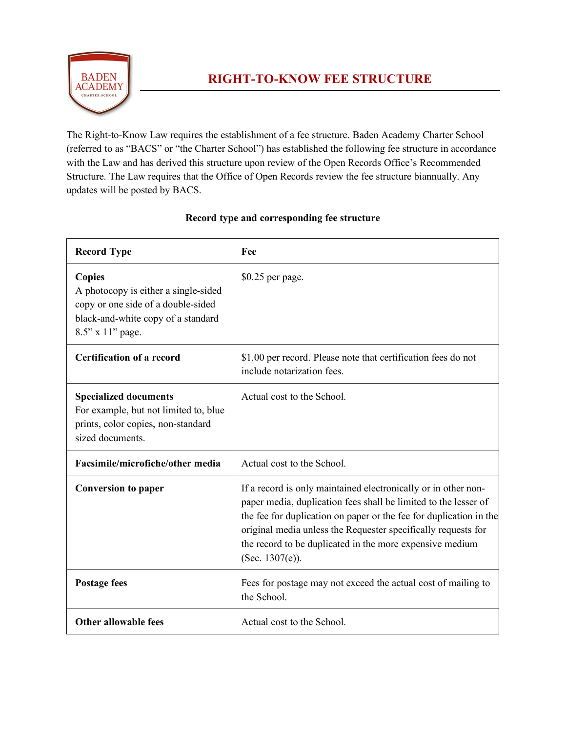# RIGHT-TO-KNOW FEE STRUCTURE

The Right-to-Know Law requires the establishment of a fee structure. Baden Academy Charter School (referred to as "BACS" or "the Charter School") has established the following fee structure in accordance with the Law and has derived this structure upon review of the Open Records Office's Recommended Structure. The Law requires that the Office of Open Records review the fee structure biannually. Any updates will be posted by BACS.

**Record type and corresponding fee structure**

| Record Type | Fee |
|---|---|
| **Copies**<br>A photocopy is either a single-sided copy or one side of a double-sided black-and-white copy of a standard 8.5" x 11" page. | $0.25 per page. |
| **Certification of a record** | $1.00 per record. Please note that certification fees do not include notarization fees. |
| **Specialized documents**<br>For example, but not limited to, blue prints, color copies, non-standard sized documents. | Actual cost to the School. |
| **Facsimile/microfiche/other media** | Actual cost to the School. |
| **Conversion to paper** | If a record is only maintained electronically or in other non-paper media, duplication fees shall be limited to the lesser of the fee for duplication on paper or the fee for duplication in the original media unless the Requester specifically requests for the record to be duplicated in the more expensive medium (Sec. 1307(e)). |
| **Postage fees** | Fees for postage may not exceed the actual cost of mailing to the School. |
| **Other allowable fees** | Actual cost to the School. |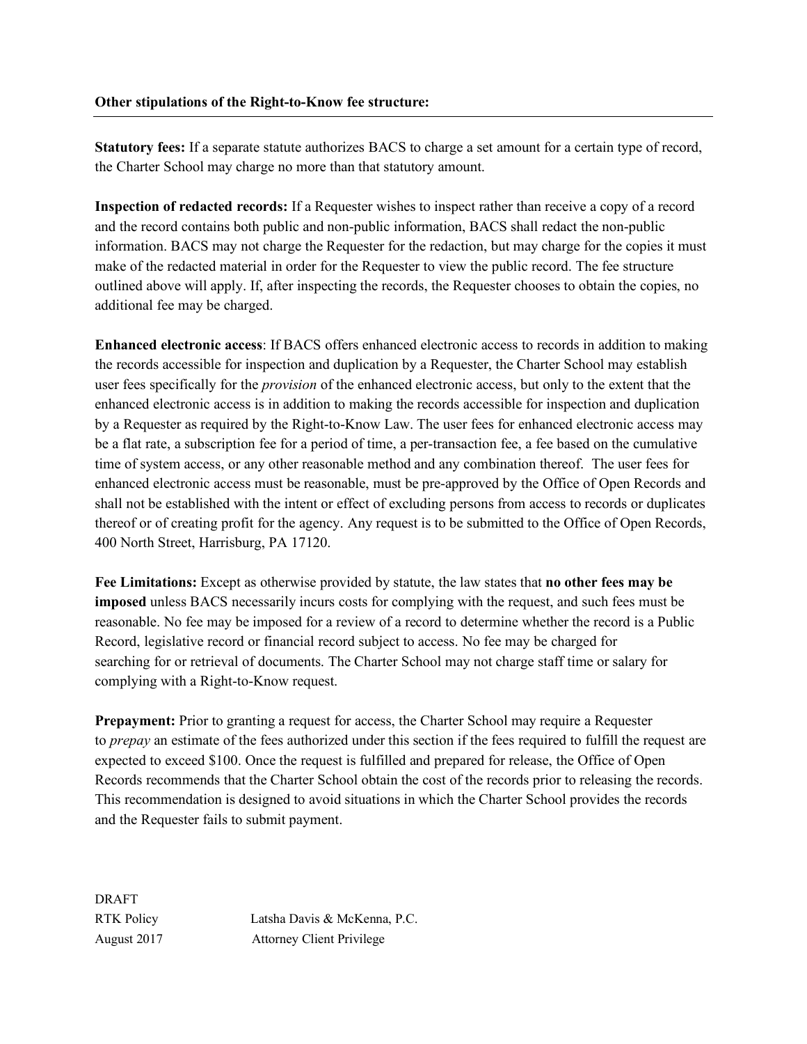**Other stipulations of the Right-to-Know fee structure:**

---

**Statutory fees:** If a separate statute authorizes BACS to charge a set amount for a certain type of record, the Charter School may charge no more than that statutory amount.

**Inspection of redacted records:** If a Requester wishes to inspect rather than receive a copy of a record and the record contains both public and non-public information, BACS shall redact the non-public information. BACS may not charge the Requester for the redaction, but may charge for the copies it must make of the redacted material in order for the Requester to view the public record. The fee structure outlined above will apply. If, after inspecting the records, the Requester chooses to obtain the copies, no additional fee may be charged.

**Enhanced electronic access**: If BACS offers enhanced electronic access to records in addition to making the records accessible for inspection and duplication by a Requester, the Charter School may establish user fees specifically for the *provision* of the enhanced electronic access, but only to the extent that the enhanced electronic access is in addition to making the records accessible for inspection and duplication by a Requester as required by the Right-to-Know Law. The user fees for enhanced electronic access may be a flat rate, a subscription fee for a period of time, a per-transaction fee, a fee based on the cumulative time of system access, or any other reasonable method and any combination thereof. The user fees for enhanced electronic access must be reasonable, must be pre-approved by the Office of Open Records and shall not be established with the intent or effect of excluding persons from access to records or duplicates thereof or of creating profit for the agency. Any request is to be submitted to the Office of Open Records, 400 North Street, Harrisburg, PA 17120.

**Fee Limitations:** Except as otherwise provided by statute, the law states that **no other fees may be imposed** unless BACS necessarily incurs costs for complying with the request, and such fees must be reasonable. No fee may be imposed for a review of a record to determine whether the record is a Public Record, legislative record or financial record subject to access. No fee may be charged for searching for or retrieval of documents. The Charter School may not charge staff time or salary for complying with a Right-to-Know request.

**Prepayment:** Prior to granting a request for access, the Charter School may require a Requester to *prepay* an estimate of the fees authorized under this section if the fees required to fulfill the request are expected to exceed $100. Once the request is fulfilled and prepared for release, the Office of Open Records recommends that the Charter School obtain the cost of the records prior to releasing the records. This recommendation is designed to avoid situations in which the Charter School provides the records and the Requester fails to submit payment.

DRAFT
RTK Policy Latsha Davis & McKenna, P.C.
August 2017 Attorney Client Privilege